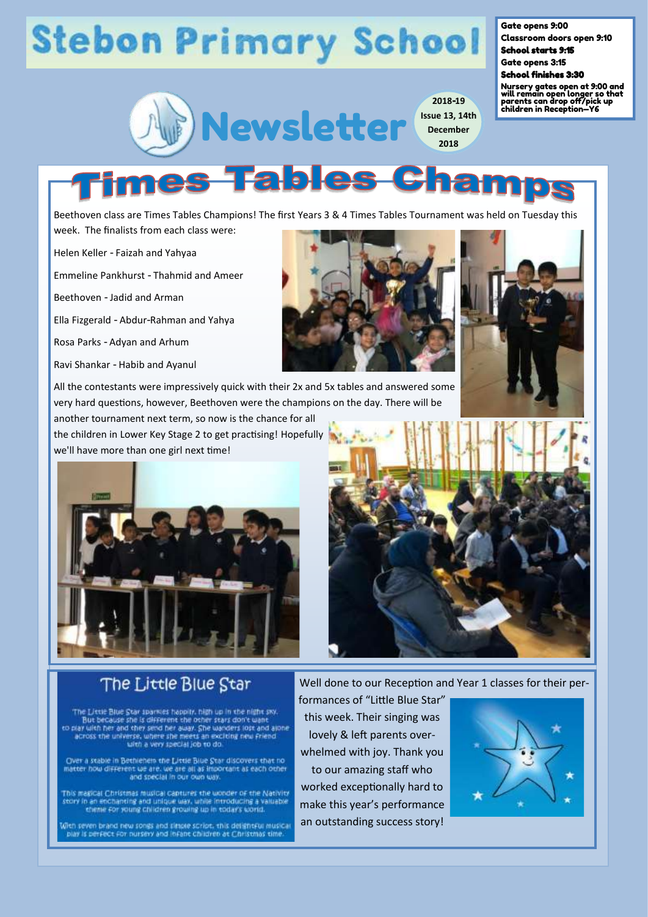# Stebon Primary School

**Gate opens 9:00**
**Classroom doors open 9:10**
**School starts 9:15**
**Gate opens 3:15**
**School finishes 3:30**
**Nursery gates open at 9:00 and will remain open longer so that parents can drop off/pick up children in Reception—Y6**

## Newsletter

2018-19 Issue 13, 14th December 2018

## Times Tables Champs

Beethoven class are Times Tables Champions! The first Years 3 & 4 Times Tables Tournament was held on Tuesday this week. The finalists from each class were:

Helen Keller - Faizah and Yahyaa

Emmeline Pankhurst - Thahmid and Ameer

Beethoven - Jadid and Arman

Ella Fizgerald - Abdur-Rahman and Yahya

Rosa Parks - Adyan and Arhum

Ravi Shankar - Habib and Ayanul

All the contestants were impressively quick with their 2x and 5x tables and answered some very hard questions, however, Beethoven were the champions on the day. There will be another tournament next term, so now is the chance for all the children in Lower Key Stage 2 to get practising! Hopefully we'll have more than one girl next time!

## The Little Blue Star

The Little Blue Star sparkles happily, high up in the night sky. But because she is different the other stars don't want to play with her and they send her away. She wanders lost and alone across the universe, where she meets an exciting new friend with a very special job to do.

Over a stable in Bethlehem the Little Blue Star discovers that no matter how different we are, we are all as important as each other and special in our own way.

This magical Christmas musical captures the wonder of the Nativity story in an enchanting and unique way, while introducing a valuable theme for young children growing up in today's world.

With seven brand new songs and simple script, this delightful musical play is perfect for nursery and infant children at Christmas time.

Well done to our Reception and Year 1 classes for their performances of "Little Blue Star" this week. Their singing was lovely & left parents overwhelmed with joy. Thank you to our amazing staff who worked exceptionally hard to make this year's performance an outstanding success story!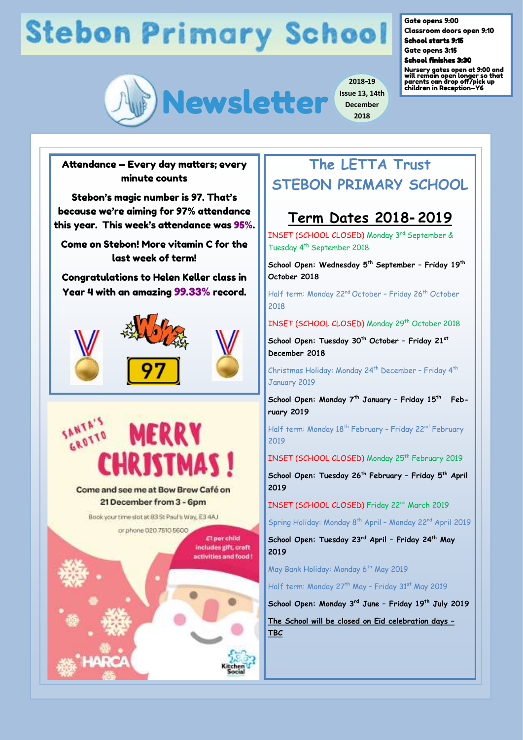# Stebon Primary School

**Gate opens 9:00**
**Classroom doors open 9:10**
**School starts 9:15**
**Gate opens 3:15**
**School finishes 3:30**
**Nursery gates open at 9:00 and will remain open longer so that parents can drop off/pick up children in Reception—Y6**

# Newsletter

2018-19
Issue 13, 14th December 2018

**Attendance – Every day matters; every minute counts**

**Stebon's magic number is 97. That's because we're aiming for 97% attendance this year. This week's attendance was 95%.**

**Come on Stebon! More vitamin C for the last week of term!**

**Congratulations to Helen Keller class in Year 4 with an amazing 99.33% record.**

97

SANTA'S GROTTO

MERRY CHRISTMAS!

Come and see me at Bow Brew Café on 21 December from 3 - 6pm

Book your time slot at 83 St Paul's Way, E3 4AJ or phone 020 7510 5600

£1 per child includes gift, craft activities and food!

HARCA

Kitchen Social

## The LETTA Trust
## STEBON PRIMARY SCHOOL

## Term Dates 2018-2019

INSET (SCHOOL CLOSED) Monday 3rd September & Tuesday 4th September 2018

**School Open: Wednesday 5th September – Friday 19th October 2018**

Half term: Monday 22nd October – Friday 26th October 2018

INSET (SCHOOL CLOSED) Monday 29th October 2018

**School Open: Tuesday 30th October – Friday 21st December 2018**

Christmas Holiday: Monday 24th December – Friday 4th January 2019

**School Open: Monday 7th January – Friday 15th February 2019**

Half term: Monday 18th February – Friday 22nd February 2019

INSET (SCHOOL CLOSED) Monday 25th February 2019

**School Open: Tuesday 26th February – Friday 5th April 2019**

INSET (SCHOOL CLOSED) Friday 22nd March 2019

Spring Holiday: Monday 8th April – Monday 22nd April 2019

**School Open: Tuesday 23rd April – Friday 24th May 2019**

May Bank Holiday: Monday 6th May 2019

Half term: Monday 27th May – Friday 31st May 2019

**School Open: Monday 3rd June – Friday 19th July 2019**

**The School will be closed on Eid celebration days – TBC**